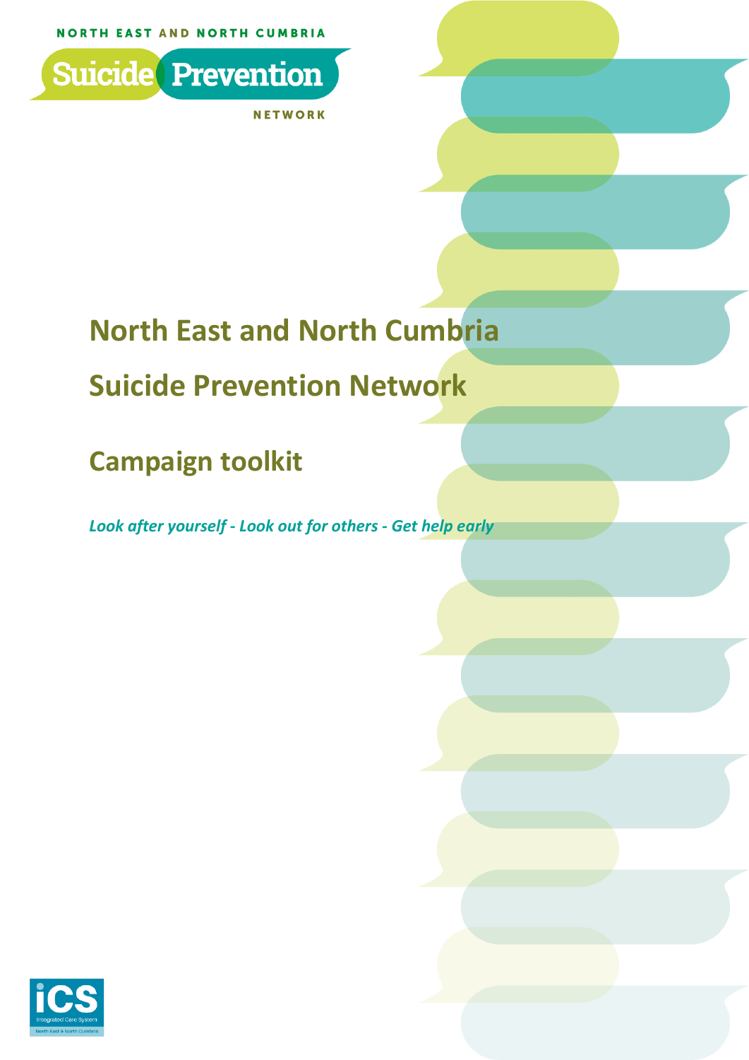NORTH EAST AND NORTH CUMBRIA

Suicide Prevention

NETWORK

# North East and North Cumbria Suicide Prevention Network

## Campaign toolkit

*Look after yourself - Look out for others - Get help early*

iCS Integrated Care System North East & North Cumbria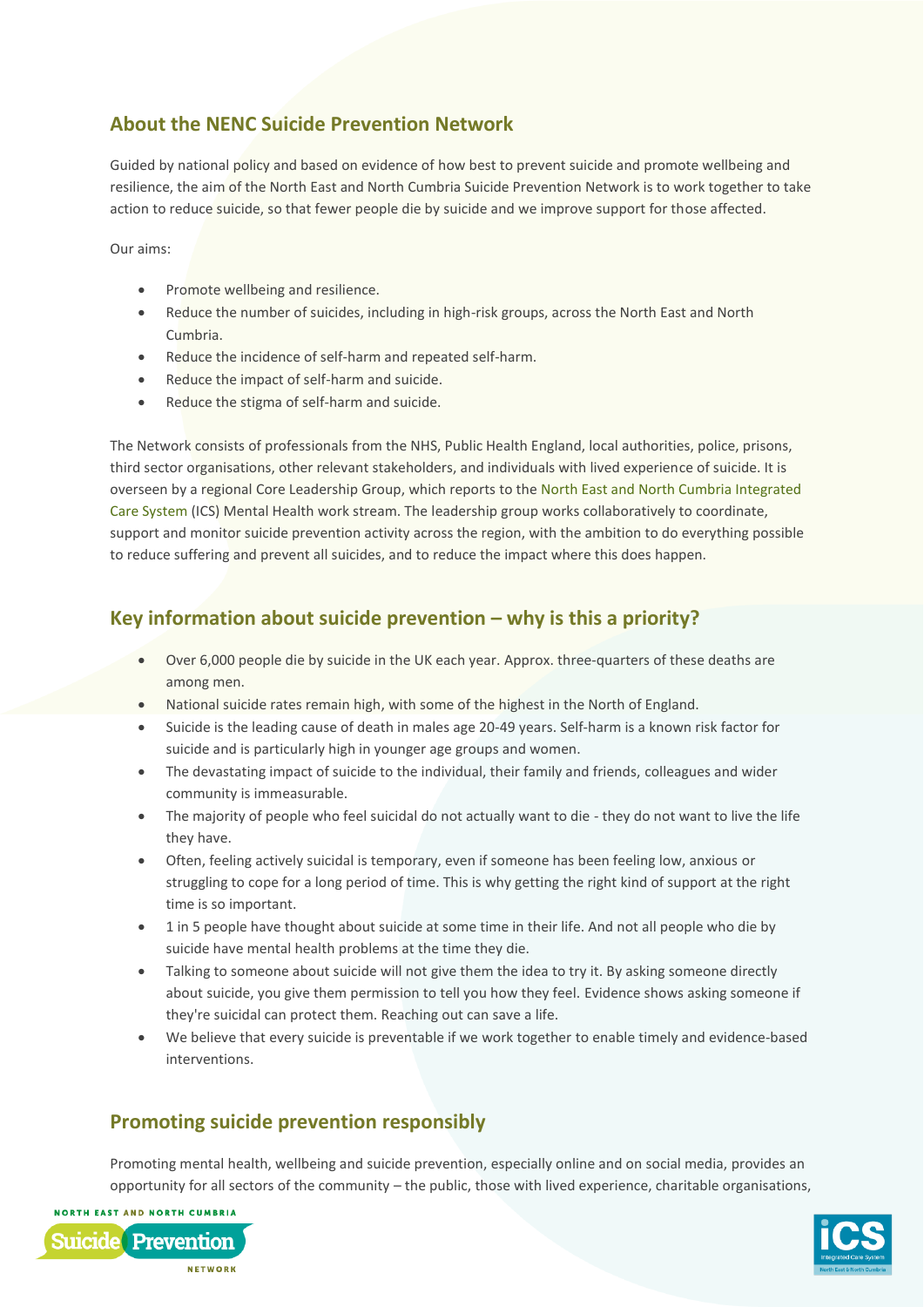## About the NENC Suicide Prevention Network

Guided by national policy and based on evidence of how best to prevent suicide and promote wellbeing and resilience, the aim of the North East and North Cumbria Suicide Prevention Network is to work together to take action to reduce suicide, so that fewer people die by suicide and we improve support for those affected.

Our aims:

- Promote wellbeing and resilience.
- Reduce the number of suicides, including in high-risk groups, across the North East and North Cumbria.
- Reduce the incidence of self-harm and repeated self-harm.
- Reduce the impact of self-harm and suicide.
- Reduce the stigma of self-harm and suicide.

The Network consists of professionals from the NHS, Public Health England, local authorities, police, prisons, third sector organisations, other relevant stakeholders, and individuals with lived experience of suicide. It is overseen by a regional Core Leadership Group, which reports to the North East and North Cumbria Integrated Care System (ICS) Mental Health work stream. The leadership group works collaboratively to coordinate, support and monitor suicide prevention activity across the region, with the ambition to do everything possible to reduce suffering and prevent all suicides, and to reduce the impact where this does happen.

## Key information about suicide prevention – why is this a priority?

- Over 6,000 people die by suicide in the UK each year. Approx. three-quarters of these deaths are among men.
- National suicide rates remain high, with some of the highest in the North of England.
- Suicide is the leading cause of death in males age 20-49 years. Self-harm is a known risk factor for suicide and is particularly high in younger age groups and women.
- The devastating impact of suicide to the individual, their family and friends, colleagues and wider community is immeasurable.
- The majority of people who feel suicidal do not actually want to die - they do not want to live the life they have.
- Often, feeling actively suicidal is temporary, even if someone has been feeling low, anxious or struggling to cope for a long period of time. This is why getting the right kind of support at the right time is so important.
- 1 in 5 people have thought about suicide at some time in their life. And not all people who die by suicide have mental health problems at the time they die.
- Talking to someone about suicide will not give them the idea to try it. By asking someone directly about suicide, you give them permission to tell you how they feel. Evidence shows asking someone if they're suicidal can protect them. Reaching out can save a life.
- We believe that every suicide is preventable if we work together to enable timely and evidence-based interventions.

## Promoting suicide prevention responsibly

Promoting mental health, wellbeing and suicide prevention, especially online and on social media, provides an opportunity for all sectors of the community – the public, those with lived experience, charitable organisations,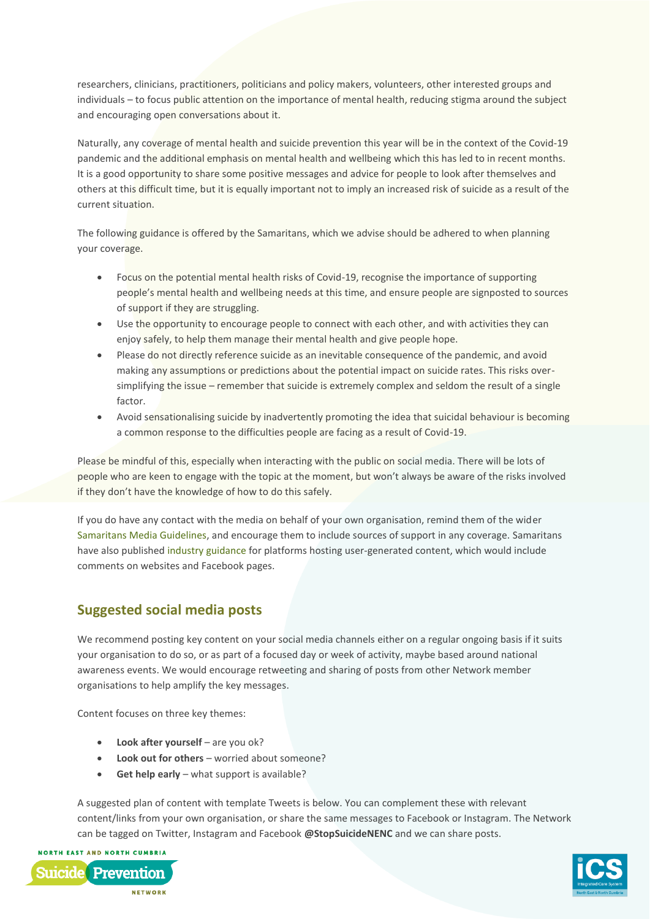researchers, clinicians, practitioners, politicians and policy makers, volunteers, other interested groups and individuals – to focus public attention on the importance of mental health, reducing stigma around the subject and encouraging open conversations about it.

Naturally, any coverage of mental health and suicide prevention this year will be in the context of the Covid-19 pandemic and the additional emphasis on mental health and wellbeing which this has led to in recent months. It is a good opportunity to share some positive messages and advice for people to look after themselves and others at this difficult time, but it is equally important not to imply an increased risk of suicide as a result of the current situation.

The following guidance is offered by the Samaritans, which we advise should be adhered to when planning your coverage.

- Focus on the potential mental health risks of Covid-19, recognise the importance of supporting people's mental health and wellbeing needs at this time, and ensure people are signposted to sources of support if they are struggling.
- Use the opportunity to encourage people to connect with each other, and with activities they can enjoy safely, to help them manage their mental health and give people hope.
- Please do not directly reference suicide as an inevitable consequence of the pandemic, and avoid making any assumptions or predictions about the potential impact on suicide rates. This risks over-simplifying the issue – remember that suicide is extremely complex and seldom the result of a single factor.
- Avoid sensationalising suicide by inadvertently promoting the idea that suicidal behaviour is becoming a common response to the difficulties people are facing as a result of Covid-19.

Please be mindful of this, especially when interacting with the public on social media. There will be lots of people who are keen to engage with the topic at the moment, but won't always be aware of the risks involved if they don't have the knowledge of how to do this safely.

If you do have any contact with the media on behalf of your own organisation, remind them of the wider Samaritans Media Guidelines, and encourage them to include sources of support in any coverage. Samaritans have also published industry guidance for platforms hosting user-generated content, which would include comments on websites and Facebook pages.

## Suggested social media posts

We recommend posting key content on your social media channels either on a regular ongoing basis if it suits your organisation to do so, or as part of a focused day or week of activity, maybe based around national awareness events. We would encourage retweeting and sharing of posts from other Network member organisations to help amplify the key messages.

Content focuses on three key themes:

- **Look after yourself** – are you ok?
- **Look out for others** – worried about someone?
- **Get help early** – what support is available?

A suggested plan of content with template Tweets is below. You can complement these with relevant content/links from your own organisation, or share the same messages to Facebook or Instagram. The Network can be tagged on Twitter, Instagram and Facebook **@StopSuicideNENC** and we can share posts.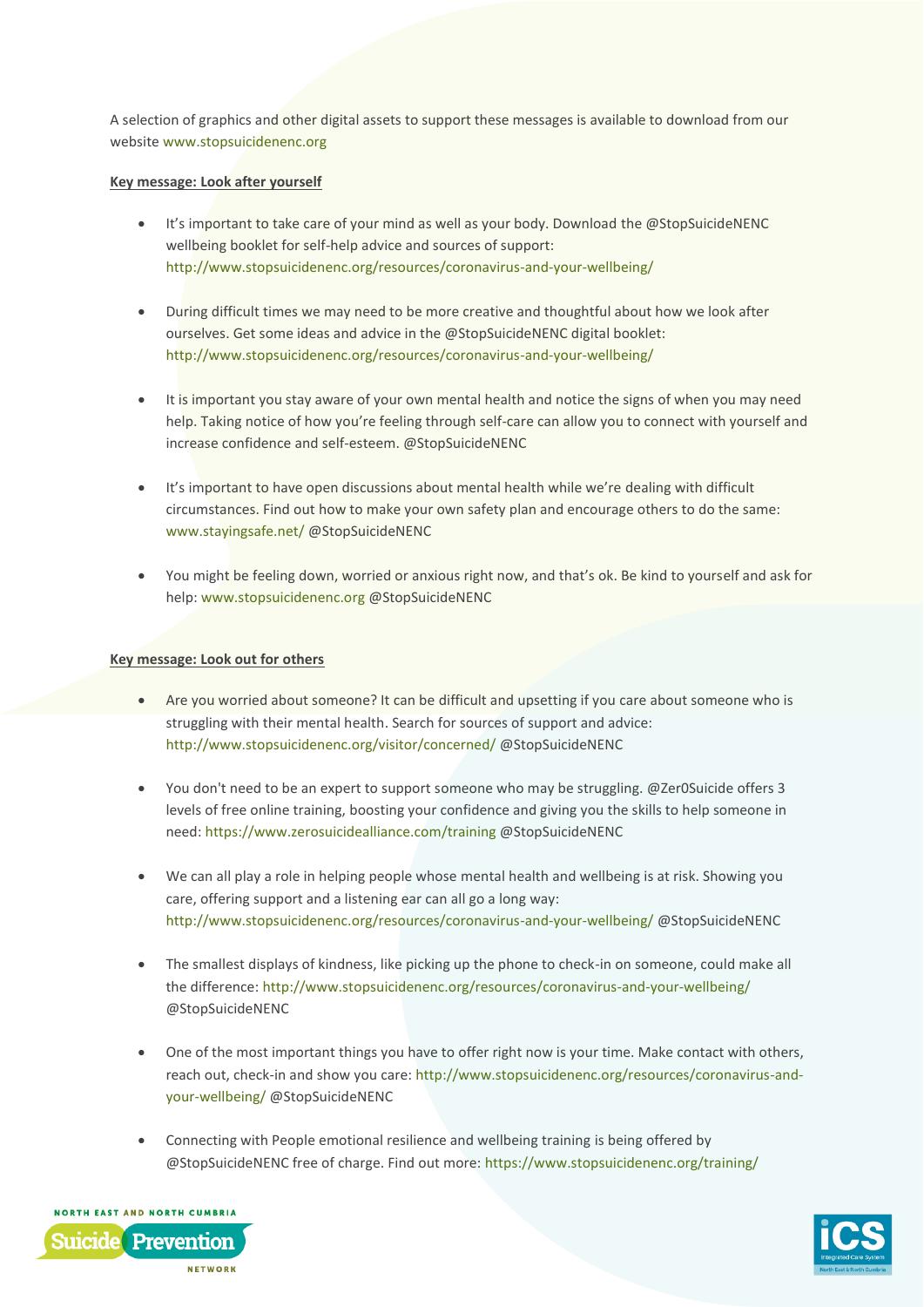A selection of graphics and other digital assets to support these messages is available to download from our website www.stopsuicidenenc.org

**Key message: Look after yourself**

- It's important to take care of your mind as well as your body. Download the @StopSuicideNENC wellbeing booklet for self-help advice and sources of support: http://www.stopsuicidenenc.org/resources/coronavirus-and-your-wellbeing/

- During difficult times we may need to be more creative and thoughtful about how we look after ourselves. Get some ideas and advice in the @StopSuicideNENC digital booklet: http://www.stopsuicidenenc.org/resources/coronavirus-and-your-wellbeing/

- It is important you stay aware of your own mental health and notice the signs of when you may need help. Taking notice of how you're feeling through self-care can allow you to connect with yourself and increase confidence and self-esteem. @StopSuicideNENC

- It's important to have open discussions about mental health while we're dealing with difficult circumstances. Find out how to make your own safety plan and encourage others to do the same: www.stayingsafe.net/ @StopSuicideNENC

- You might be feeling down, worried or anxious right now, and that's ok. Be kind to yourself and ask for help: www.stopsuicidenenc.org @StopSuicideNENC

**Key message: Look out for others**

- Are you worried about someone? It can be difficult and upsetting if you care about someone who is struggling with their mental health. Search for sources of support and advice: http://www.stopsuicidenenc.org/visitor/concerned/ @StopSuicideNENC

- You don't need to be an expert to support someone who may be struggling. @Zer0Suicide offers 3 levels of free online training, boosting your confidence and giving you the skills to help someone in need: https://www.zerosuicidealliance.com/training @StopSuicideNENC

- We can all play a role in helping people whose mental health and wellbeing is at risk. Showing you care, offering support and a listening ear can all go a long way: http://www.stopsuicidenenc.org/resources/coronavirus-and-your-wellbeing/ @StopSuicideNENC

- The smallest displays of kindness, like picking up the phone to check-in on someone, could make all the difference: http://www.stopsuicidenenc.org/resources/coronavirus-and-your-wellbeing/ @StopSuicideNENC

- One of the most important things you have to offer right now is your time. Make contact with others, reach out, check-in and show you care: http://www.stopsuicidenenc.org/resources/coronavirus-and-your-wellbeing/ @StopSuicideNENC

- Connecting with People emotional resilience and wellbeing training is being offered by @StopSuicideNENC free of charge. Find out more: https://www.stopsuicidenenc.org/training/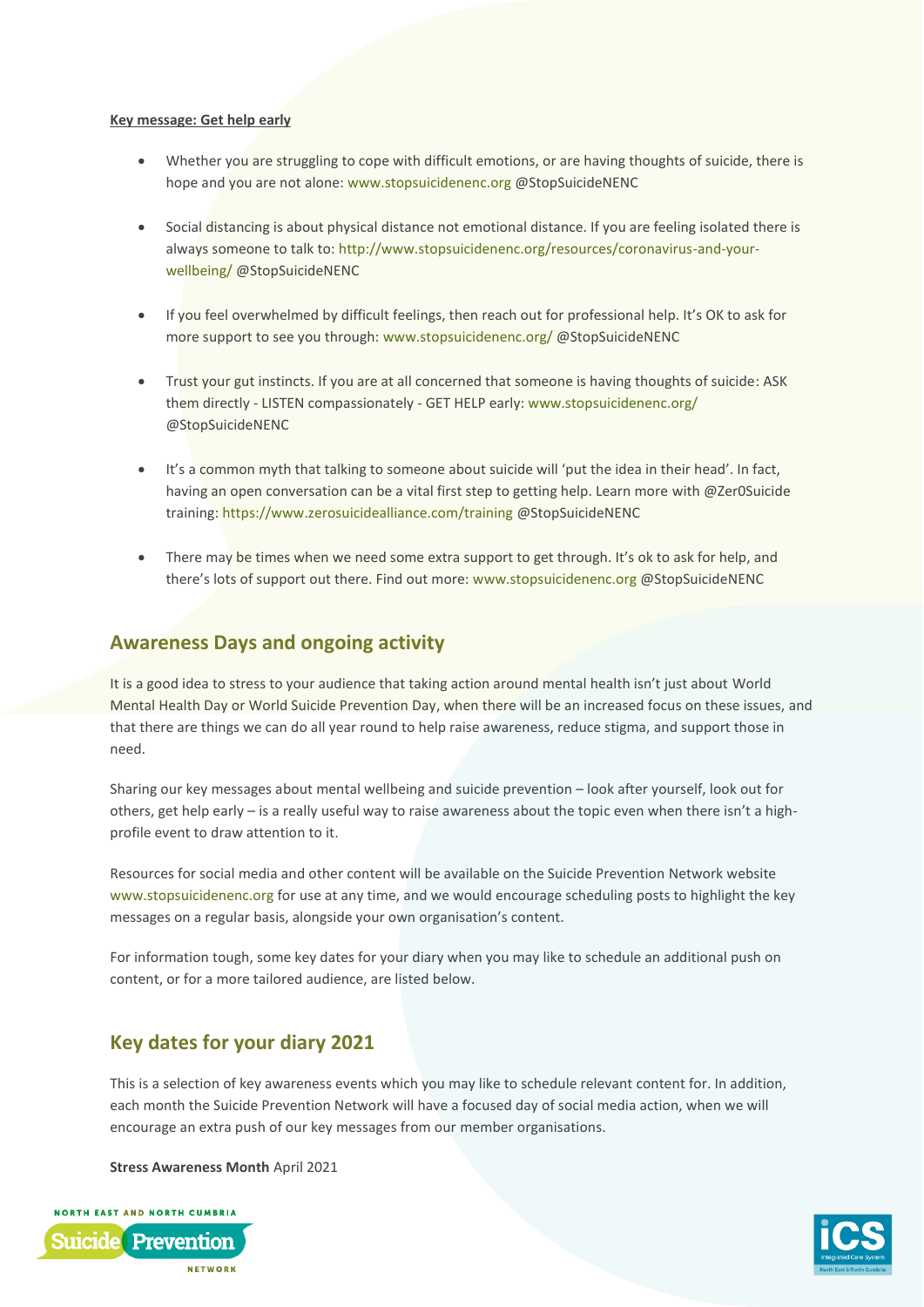**Key message: Get help early**

- Whether you are struggling to cope with difficult emotions, or are having thoughts of suicide, there is hope and you are not alone: www.stopsuicidenenc.org @StopSuicideNENC

- Social distancing is about physical distance not emotional distance. If you are feeling isolated there is always someone to talk to: http://www.stopsuicidenenc.org/resources/coronavirus-and-your-wellbeing/ @StopSuicideNENC

- If you feel overwhelmed by difficult feelings, then reach out for professional help. It's OK to ask for more support to see you through: www.stopsuicidenenc.org/ @StopSuicideNENC

- Trust your gut instincts. If you are at all concerned that someone is having thoughts of suicide: ASK them directly - LISTEN compassionately - GET HELP early: www.stopsuicidenenc.org/ @StopSuicideNENC

- It's a common myth that talking to someone about suicide will 'put the idea in their head'. In fact, having an open conversation can be a vital first step to getting help. Learn more with @Zer0Suicide training: https://www.zerosuicidealliance.com/training @StopSuicideNENC

- There may be times when we need some extra support to get through. It's ok to ask for help, and there's lots of support out there. Find out more: www.stopsuicidenenc.org @StopSuicideNENC

## Awareness Days and ongoing activity

It is a good idea to stress to your audience that taking action around mental health isn't just about World Mental Health Day or World Suicide Prevention Day, when there will be an increased focus on these issues, and that there are things we can do all year round to help raise awareness, reduce stigma, and support those in need.

Sharing our key messages about mental wellbeing and suicide prevention – look after yourself, look out for others, get help early – is a really useful way to raise awareness about the topic even when there isn't a high-profile event to draw attention to it.

Resources for social media and other content will be available on the Suicide Prevention Network website www.stopsuicidenenc.org for use at any time, and we would encourage scheduling posts to highlight the key messages on a regular basis, alongside your own organisation's content.

For information tough, some key dates for your diary when you may like to schedule an additional push on content, or for a more tailored audience, are listed below.

## Key dates for your diary 2021

This is a selection of key awareness events which you may like to schedule relevant content for. In addition, each month the Suicide Prevention Network will have a focused day of social media action, when we will encourage an extra push of our key messages from our member organisations.

**Stress Awareness Month** April 2021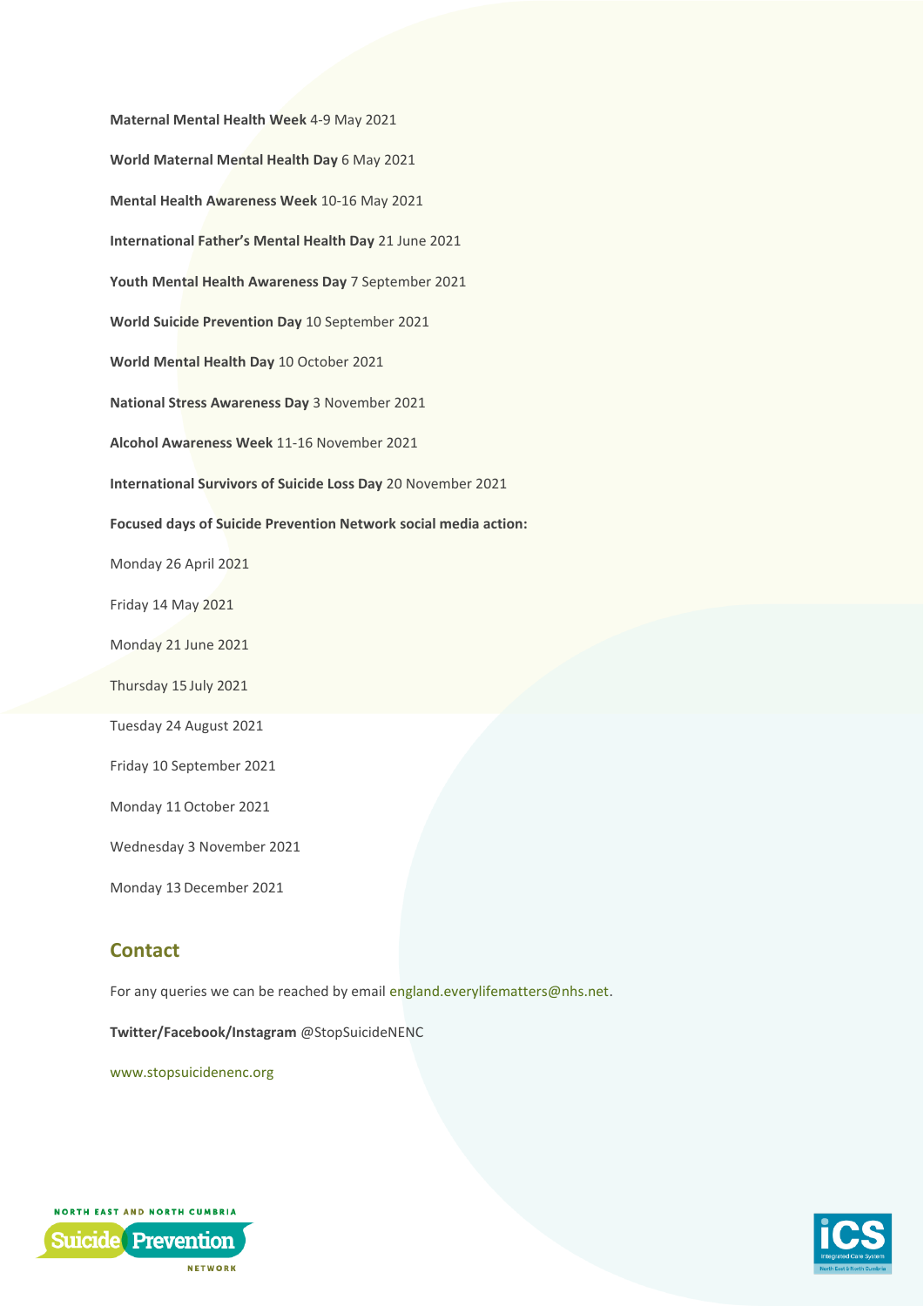**Maternal Mental Health Week** 4-9 May 2021

**World Maternal Mental Health Day** 6 May 2021

**Mental Health Awareness Week** 10-16 May 2021

**International Father's Mental Health Day** 21 June 2021

**Youth Mental Health Awareness Day** 7 September 2021

**World Suicide Prevention Day** 10 September 2021

**World Mental Health Day** 10 October 2021

**National Stress Awareness Day** 3 November 2021

**Alcohol Awareness Week** 11-16 November 2021

**International Survivors of Suicide Loss Day** 20 November 2021

**Focused days of Suicide Prevention Network social media action:**

Monday 26 April 2021

Friday 14 May 2021

Monday 21 June 2021

Thursday 15 July 2021

Tuesday 24 August 2021

Friday 10 September 2021

Monday 11 October 2021

Wednesday 3 November 2021

Monday 13 December 2021

## Contact

For any queries we can be reached by email england.everylifematters@nhs.net.

**Twitter/Facebook/Instagram** @StopSuicideNENC

www.stopsuicidenenc.org

NORTH EAST AND NORTH CUMBRIA Suicide Prevention NETWORK

iCS Integrated Care System North East & North Cumbria